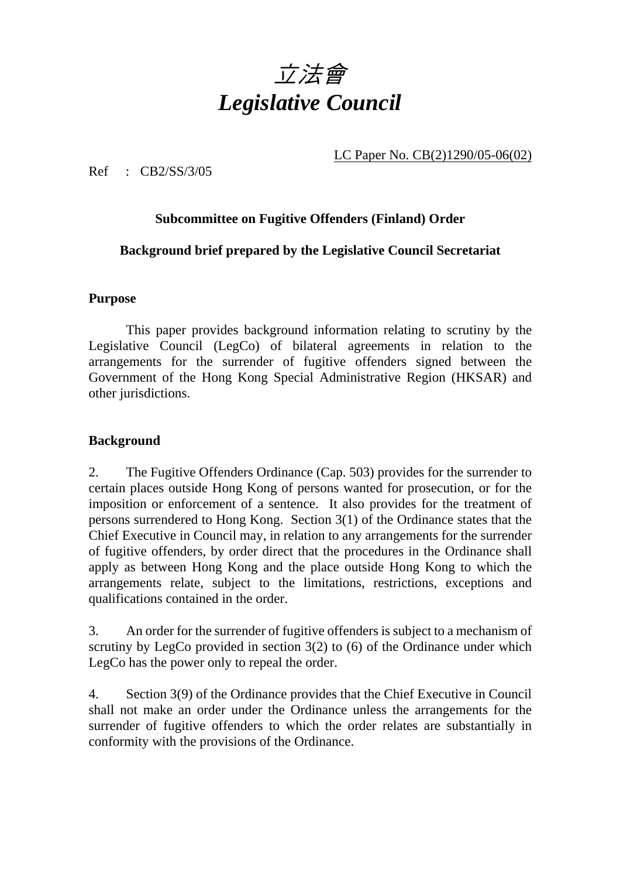# 立法會
# *Legislative Council*

LC Paper No. CB(2)1290/05-06(02)

Ref : CB2/SS/3/05

**Subcommittee on Fugitive Offenders (Finland) Order**

**Background brief prepared by the Legislative Council Secretariat**

## Purpose

This paper provides background information relating to scrutiny by the Legislative Council (LegCo) of bilateral agreements in relation to the arrangements for the surrender of fugitive offenders signed between the Government of the Hong Kong Special Administrative Region (HKSAR) and other jurisdictions.

## Background

2. The Fugitive Offenders Ordinance (Cap. 503) provides for the surrender to certain places outside Hong Kong of persons wanted for prosecution, or for the imposition or enforcement of a sentence. It also provides for the treatment of persons surrendered to Hong Kong. Section 3(1) of the Ordinance states that the Chief Executive in Council may, in relation to any arrangements for the surrender of fugitive offenders, by order direct that the procedures in the Ordinance shall apply as between Hong Kong and the place outside Hong Kong to which the arrangements relate, subject to the limitations, restrictions, exceptions and qualifications contained in the order.

3. An order for the surrender of fugitive offenders is subject to a mechanism of scrutiny by LegCo provided in section 3(2) to (6) of the Ordinance under which LegCo has the power only to repeal the order.

4. Section 3(9) of the Ordinance provides that the Chief Executive in Council shall not make an order under the Ordinance unless the arrangements for the surrender of fugitive offenders to which the order relates are substantially in conformity with the provisions of the Ordinance.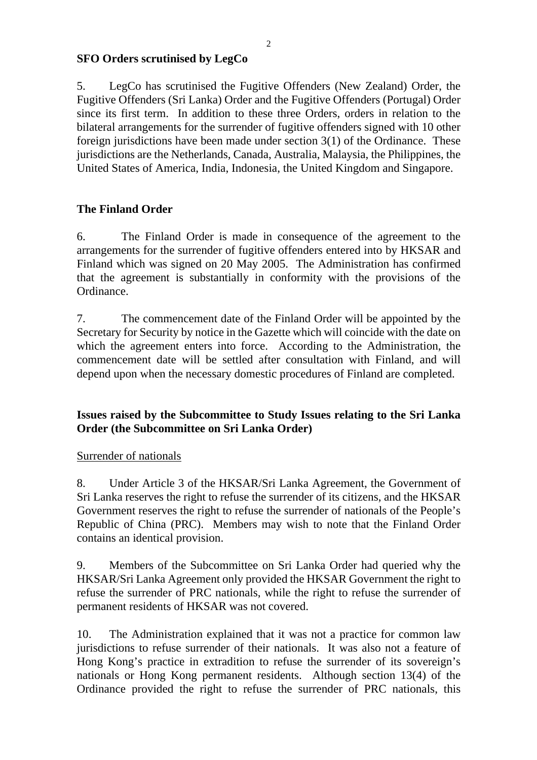**SFO Orders scrutinised by LegCo**

5. LegCo has scrutinised the Fugitive Offenders (New Zealand) Order, the Fugitive Offenders (Sri Lanka) Order and the Fugitive Offenders (Portugal) Order since its first term. In addition to these three Orders, orders in relation to the bilateral arrangements for the surrender of fugitive offenders signed with 10 other foreign jurisdictions have been made under section 3(1) of the Ordinance. These jurisdictions are the Netherlands, Canada, Australia, Malaysia, the Philippines, the United States of America, India, Indonesia, the United Kingdom and Singapore.

**The Finland Order**

6. The Finland Order is made in consequence of the agreement to the arrangements for the surrender of fugitive offenders entered into by HKSAR and Finland which was signed on 20 May 2005. The Administration has confirmed that the agreement is substantially in conformity with the provisions of the Ordinance.

7. The commencement date of the Finland Order will be appointed by the Secretary for Security by notice in the Gazette which will coincide with the date on which the agreement enters into force. According to the Administration, the commencement date will be settled after consultation with Finland, and will depend upon when the necessary domestic procedures of Finland are completed.

**Issues raised by the Subcommittee to Study Issues relating to the Sri Lanka Order (the Subcommittee on Sri Lanka Order)**

<u>Surrender of nationals</u>

8. Under Article 3 of the HKSAR/Sri Lanka Agreement, the Government of Sri Lanka reserves the right to refuse the surrender of its citizens, and the HKSAR Government reserves the right to refuse the surrender of nationals of the People's Republic of China (PRC). Members may wish to note that the Finland Order contains an identical provision.

9. Members of the Subcommittee on Sri Lanka Order had queried why the HKSAR/Sri Lanka Agreement only provided the HKSAR Government the right to refuse the surrender of PRC nationals, while the right to refuse the surrender of permanent residents of HKSAR was not covered.

10. The Administration explained that it was not a practice for common law jurisdictions to refuse surrender of their nationals. It was also not a feature of Hong Kong's practice in extradition to refuse the surrender of its sovereign's nationals or Hong Kong permanent residents. Although section 13(4) of the Ordinance provided the right to refuse the surrender of PRC nationals, this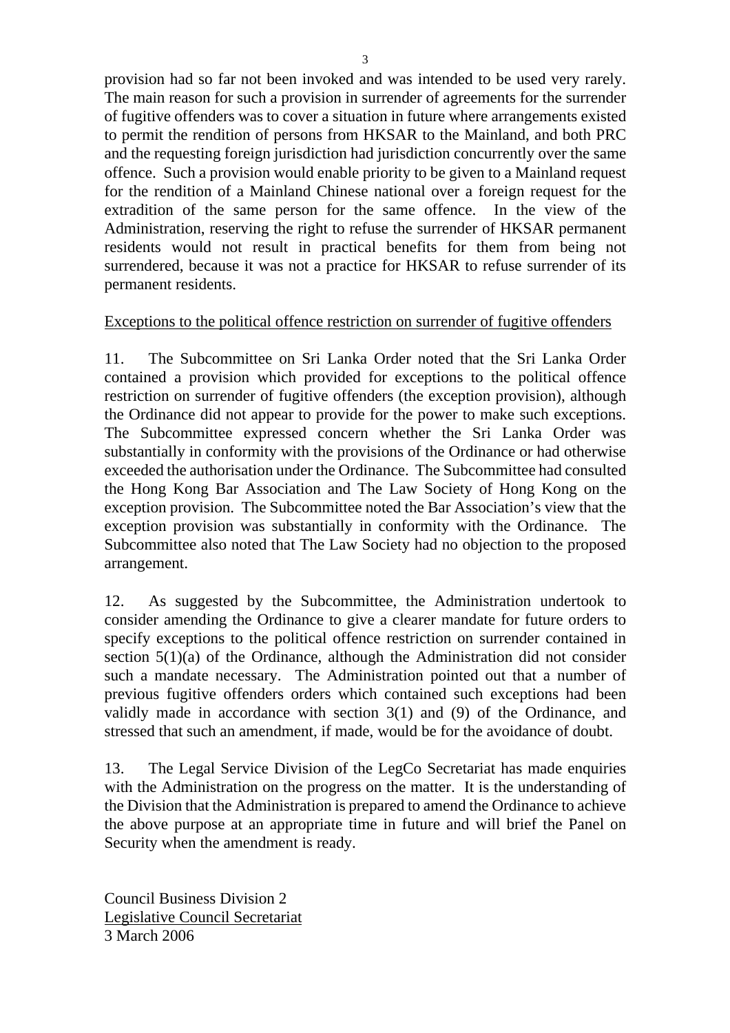provision had so far not been invoked and was intended to be used very rarely. The main reason for such a provision in surrender of agreements for the surrender of fugitive offenders was to cover a situation in future where arrangements existed to permit the rendition of persons from HKSAR to the Mainland, and both PRC and the requesting foreign jurisdiction had jurisdiction concurrently over the same offence. Such a provision would enable priority to be given to a Mainland request for the rendition of a Mainland Chinese national over a foreign request for the extradition of the same person for the same offence. In the view of the Administration, reserving the right to refuse the surrender of HKSAR permanent residents would not result in practical benefits for them from being not surrendered, because it was not a practice for HKSAR to refuse surrender of its permanent residents.

<u>Exceptions to the political offence restriction on surrender of fugitive offenders</u>

11. The Subcommittee on Sri Lanka Order noted that the Sri Lanka Order contained a provision which provided for exceptions to the political offence restriction on surrender of fugitive offenders (the exception provision), although the Ordinance did not appear to provide for the power to make such exceptions. The Subcommittee expressed concern whether the Sri Lanka Order was substantially in conformity with the provisions of the Ordinance or had otherwise exceeded the authorisation under the Ordinance. The Subcommittee had consulted the Hong Kong Bar Association and The Law Society of Hong Kong on the exception provision. The Subcommittee noted the Bar Association's view that the exception provision was substantially in conformity with the Ordinance. The Subcommittee also noted that The Law Society had no objection to the proposed arrangement.

12. As suggested by the Subcommittee, the Administration undertook to consider amending the Ordinance to give a clearer mandate for future orders to specify exceptions to the political offence restriction on surrender contained in section 5(1)(a) of the Ordinance, although the Administration did not consider such a mandate necessary. The Administration pointed out that a number of previous fugitive offenders orders which contained such exceptions had been validly made in accordance with section 3(1) and (9) of the Ordinance, and stressed that such an amendment, if made, would be for the avoidance of doubt.

13. The Legal Service Division of the LegCo Secretariat has made enquiries with the Administration on the progress on the matter. It is the understanding of the Division that the Administration is prepared to amend the Ordinance to achieve the above purpose at an appropriate time in future and will brief the Panel on Security when the amendment is ready.

Council Business Division 2  
<u>Legislative Council Secretariat</u>  
3 March 2006